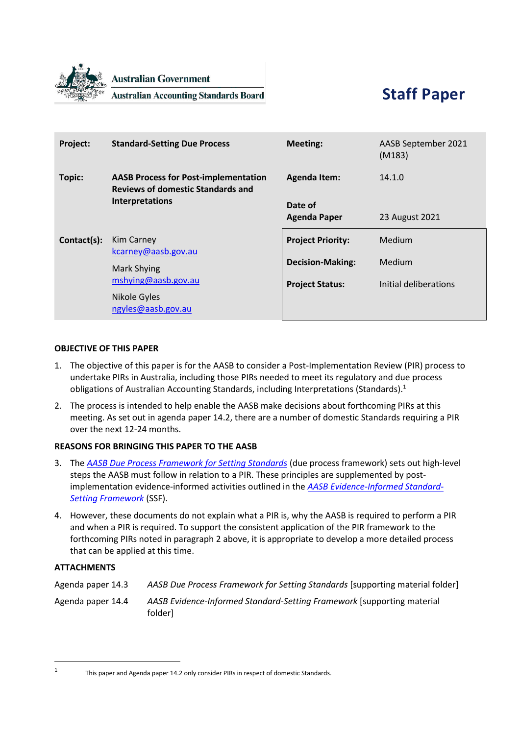Australian Government
Australian Accounting Standards Board

# Staff Paper

| | | | |
|---|---|---|---|
| **Project:** | **Standard-Setting Due Process** | **Meeting:** | AASB September 2021 (M183) |
| **Topic:** | **AASB Process for Post-implementation Reviews of domestic Standards and Interpretations** | **Agenda Item:** | 14.1.0 |
| | | **Date of Agenda Paper** | 23 August 2021 |
| **Contact(s):** | Kim Carney kcarney@aasb.gov.au | **Project Priority:** | Medium |
| | Mark Shying mshying@aasb.gov.au | **Decision-Making:** | Medium |
| | Nikole Gyles ngyles@aasb.gov.au | **Project Status:** | Initial deliberations |

**OBJECTIVE OF THIS PAPER**

1. The objective of this paper is for the AASB to consider a Post-Implementation Review (PIR) process to undertake PIRs in Australia, including those PIRs needed to meet its regulatory and due process obligations of Australian Accounting Standards, including Interpretations (Standards).[1]

2. The process is intended to help enable the AASB make decisions about forthcoming PIRs at this meeting. As set out in agenda paper 14.2, there are a number of domestic Standards requiring a PIR over the next 12-24 months.

**REASONS FOR BRINGING THIS PAPER TO THE AASB**

3. The *AASB Due Process Framework for Setting Standards* (due process framework) sets out high-level steps the AASB must follow in relation to a PIR. These principles are supplemented by post-implementation evidence-informed activities outlined in the *AASB Evidence-Informed Standard-Setting Framework* (SSF).

4. However, these documents do not explain what a PIR is, why the AASB is required to perform a PIR and when a PIR is required. To support the consistent application of the PIR framework to the forthcoming PIRs noted in paragraph 2 above, it is appropriate to develop a more detailed process that can be applied at this time.

**ATTACHMENTS**

| | |
|---|---|
| Agenda paper 14.3 | *AASB Due Process Framework for Setting Standards* [supporting material folder] |
| Agenda paper 14.4 | *AASB Evidence-Informed Standard-Setting Framework* [supporting material folder] |

---

[1] This paper and Agenda paper 14.2 only consider PIRs in respect of domestic Standards.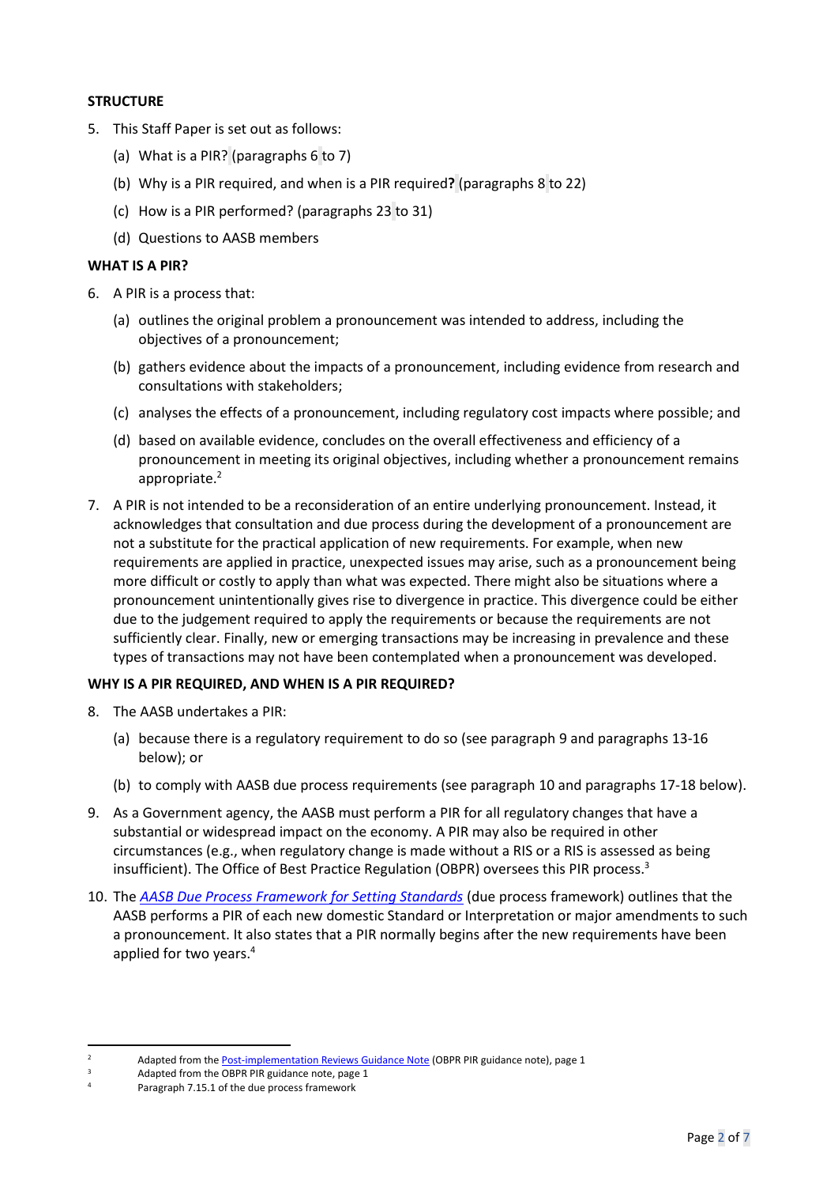## STRUCTURE

5. This Staff Paper is set out as follows:
   (a) What is a PIR? (paragraphs 6 to 7)
   (b) Why is a PIR required, and when is a PIR required**?** (paragraphs 8 to 22)
   (c) How is a PIR performed? (paragraphs 23 to 31)
   (d) Questions to AASB members

## WHAT IS A PIR?

6. A PIR is a process that:
   (a) outlines the original problem a pronouncement was intended to address, including the objectives of a pronouncement;
   (b) gathers evidence about the impacts of a pronouncement, including evidence from research and consultations with stakeholders;
   (c) analyses the effects of a pronouncement, including regulatory cost impacts where possible; and
   (d) based on available evidence, concludes on the overall effectiveness and efficiency of a pronouncement in meeting its original objectives, including whether a pronouncement remains appropriate.[2]

7. A PIR is not intended to be a reconsideration of an entire underlying pronouncement. Instead, it acknowledges that consultation and due process during the development of a pronouncement are not a substitute for the practical application of new requirements. For example, when new requirements are applied in practice, unexpected issues may arise, such as a pronouncement being more difficult or costly to apply than what was expected. There might also be situations where a pronouncement unintentionally gives rise to divergence in practice. This divergence could be either due to the judgement required to apply the requirements or because the requirements are not sufficiently clear. Finally, new or emerging transactions may be increasing in prevalence and these types of transactions may not have been contemplated when a pronouncement was developed.

## WHY IS A PIR REQUIRED, AND WHEN IS A PIR REQUIRED?

8. The AASB undertakes a PIR:
   (a) because there is a regulatory requirement to do so (see paragraph 9 and paragraphs 13-16 below); or
   (b) to comply with AASB due process requirements (see paragraph 10 and paragraphs 17-18 below).

9. As a Government agency, the AASB must perform a PIR for all regulatory changes that have a substantial or widespread impact on the economy. A PIR may also be required in other circumstances (e.g., when regulatory change is made without a RIS or a RIS is assessed as being insufficient). The Office of Best Practice Regulation (OBPR) oversees this PIR process.[3]

10. The *AASB Due Process Framework for Setting Standards* (due process framework) outlines that the AASB performs a PIR of each new domestic Standard or Interpretation or major amendments to such a pronouncement. It also states that a PIR normally begins after the new requirements have been applied for two years.[4]

---

[2] Adapted from the Post-implementation Reviews Guidance Note (OBPR PIR guidance note), page 1

[3] Adapted from the OBPR PIR guidance note, page 1

[4] Paragraph 7.15.1 of the due process framework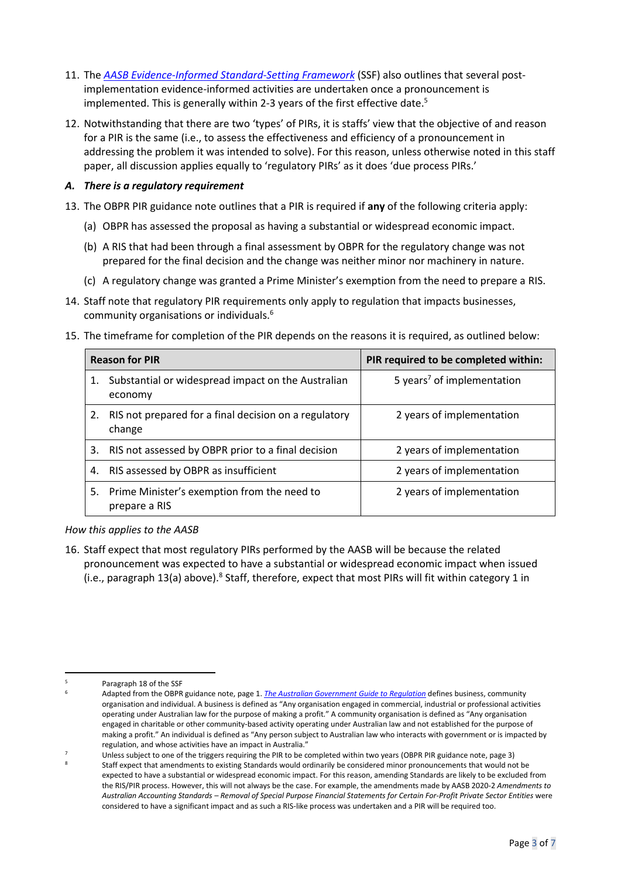11. The [AASB Evidence-Informed Standard-Setting Framework](#) (SSF) also outlines that several post-implementation evidence-informed activities are undertaken once a pronouncement is implemented. This is generally within 2-3 years of the first effective date.[5]

12. Notwithstanding that there are two 'types' of PIRs, it is staffs' view that the objective of and reason for a PIR is the same (i.e., to assess the effectiveness and efficiency of a pronouncement in addressing the problem it was intended to solve). For this reason, unless otherwise noted in this staff paper, all discussion applies equally to 'regulatory PIRs' as it does 'due process PIRs.'

***A. There is a regulatory requirement***

13. The OBPR PIR guidance note outlines that a PIR is required if **any** of the following criteria apply:

    (a) OBPR has assessed the proposal as having a substantial or widespread economic impact.

    (b) A RIS that had been through a final assessment by OBPR for the regulatory change was not prepared for the final decision and the change was neither minor nor machinery in nature.

    (c) A regulatory change was granted a Prime Minister's exemption from the need to prepare a RIS.

14. Staff note that regulatory PIR requirements only apply to regulation that impacts businesses, community organisations or individuals.[6]

15. The timeframe for completion of the PIR depends on the reasons it is required, as outlined below:

| Reason for PIR | PIR required to be completed within: |
|---|---|
| 1. Substantial or widespread impact on the Australian economy | 5 years[7] of implementation |
| 2. RIS not prepared for a final decision on a regulatory change | 2 years of implementation |
| 3. RIS not assessed by OBPR prior to a final decision | 2 years of implementation |
| 4. RIS assessed by OBPR as insufficient | 2 years of implementation |
| 5. Prime Minister's exemption from the need to prepare a RIS | 2 years of implementation |

*How this applies to the AASB*

16. Staff expect that most regulatory PIRs performed by the AASB will be because the related pronouncement was expected to have a substantial or widespread economic impact when issued (i.e., paragraph 13(a) above).[8] Staff, therefore, expect that most PIRs will fit within category 1 in

---

[5] Paragraph 18 of the SSF

[6] Adapted from the OBPR guidance note, page 1. [The Australian Government Guide to Regulation](#) defines business, community organisation and individual. A business is defined as "Any organisation engaged in commercial, industrial or professional activities operating under Australian law for the purpose of making a profit." A community organisation is defined as "Any organisation engaged in charitable or other community-based activity operating under Australian law and not established for the purpose of making a profit." An individual is defined as "Any person subject to Australian law who interacts with government or is impacted by regulation, and whose activities have an impact in Australia."

[7] Unless subject to one of the triggers requiring the PIR to be completed within two years (OBPR PIR guidance note, page 3)

[8] Staff expect that amendments to existing Standards would ordinarily be considered minor pronouncements that would not be expected to have a substantial or widespread economic impact. For this reason, amending Standards are likely to be excluded from the RIS/PIR process. However, this will not always be the case. For example, the amendments made by AASB 2020-2 *Amendments to Australian Accounting Standards – Removal of Special Purpose Financial Statements for Certain For-Profit Private Sector Entities* were considered to have a significant impact and as such a RIS-like process was undertaken and a PIR will be required too.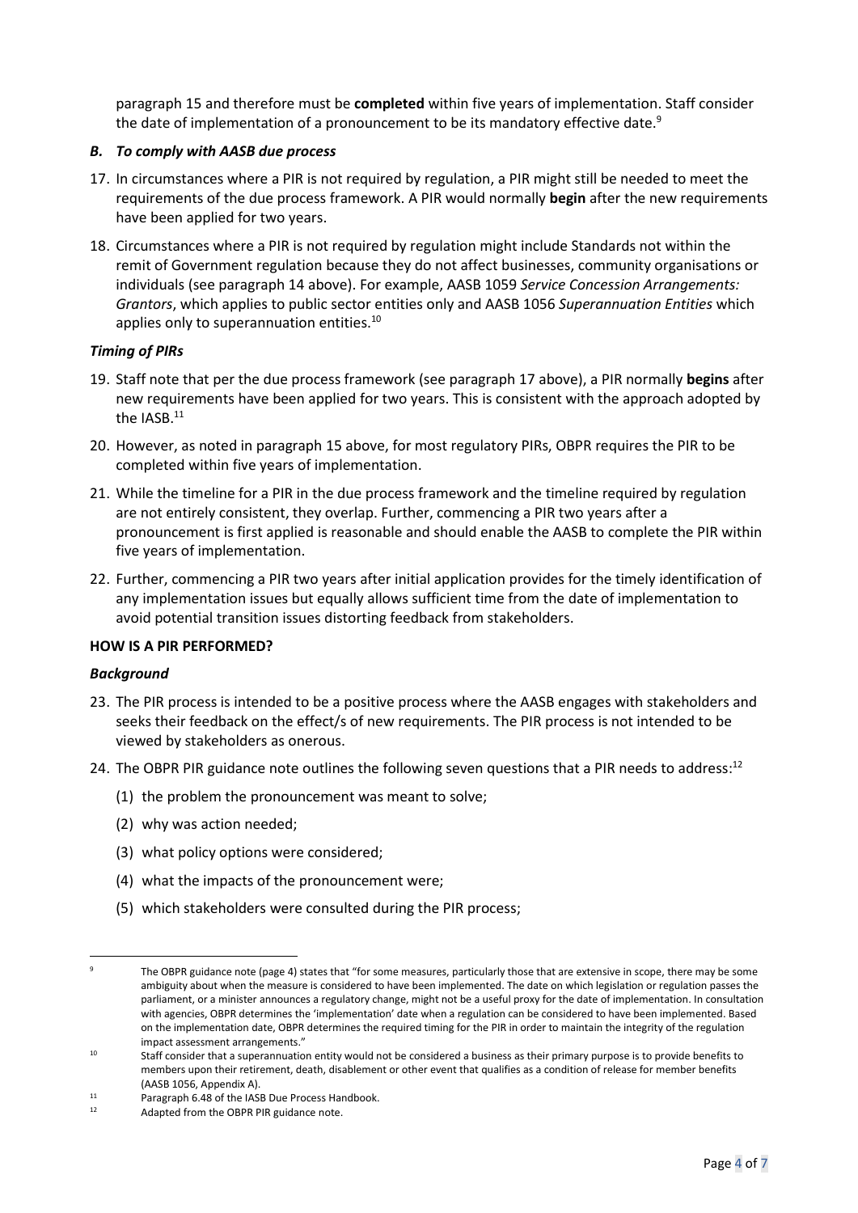paragraph 15 and therefore must be **completed** within five years of implementation. Staff consider the date of implementation of a pronouncement to be its mandatory effective date.[9]

### *B. To comply with AASB due process*

17. In circumstances where a PIR is not required by regulation, a PIR might still be needed to meet the requirements of the due process framework. A PIR would normally **begin** after the new requirements have been applied for two years.

18. Circumstances where a PIR is not required by regulation might include Standards not within the remit of Government regulation because they do not affect businesses, community organisations or individuals (see paragraph 14 above). For example, AASB 1059 *Service Concession Arrangements: Grantors*, which applies to public sector entities only and AASB 1056 *Superannuation Entities* which applies only to superannuation entities.[10]

### *Timing of PIRs*

19. Staff note that per the due process framework (see paragraph 17 above), a PIR normally **begins** after new requirements have been applied for two years. This is consistent with the approach adopted by the IASB.[11]

20. However, as noted in paragraph 15 above, for most regulatory PIRs, OBPR requires the PIR to be completed within five years of implementation.

21. While the timeline for a PIR in the due process framework and the timeline required by regulation are not entirely consistent, they overlap. Further, commencing a PIR two years after a pronouncement is first applied is reasonable and should enable the AASB to complete the PIR within five years of implementation.

22. Further, commencing a PIR two years after initial application provides for the timely identification of any implementation issues but equally allows sufficient time from the date of implementation to avoid potential transition issues distorting feedback from stakeholders.

## HOW IS A PIR PERFORMED?

### *Background*

23. The PIR process is intended to be a positive process where the AASB engages with stakeholders and seeks their feedback on the effect/s of new requirements. The PIR process is not intended to be viewed by stakeholders as onerous.

24. The OBPR PIR guidance note outlines the following seven questions that a PIR needs to address:[12]
    (1) the problem the pronouncement was meant to solve;
    (2) why was action needed;
    (3) what policy options were considered;
    (4) what the impacts of the pronouncement were;
    (5) which stakeholders were consulted during the PIR process;

---

[9] The OBPR guidance note (page 4) states that "for some measures, particularly those that are extensive in scope, there may be some ambiguity about when the measure is considered to have been implemented. The date on which legislation or regulation passes the parliament, or a minister announces a regulatory change, might not be a useful proxy for the date of implementation. In consultation with agencies, OBPR determines the 'implementation' date when a regulation can be considered to have been implemented. Based on the implementation date, OBPR determines the required timing for the PIR in order to maintain the integrity of the regulation impact assessment arrangements."

[10] Staff consider that a superannuation entity would not be considered a business as their primary purpose is to provide benefits to members upon their retirement, death, disablement or other event that qualifies as a condition of release for member benefits (AASB 1056, Appendix A).

[11] Paragraph 6.48 of the IASB Due Process Handbook.

[12] Adapted from the OBPR PIR guidance note.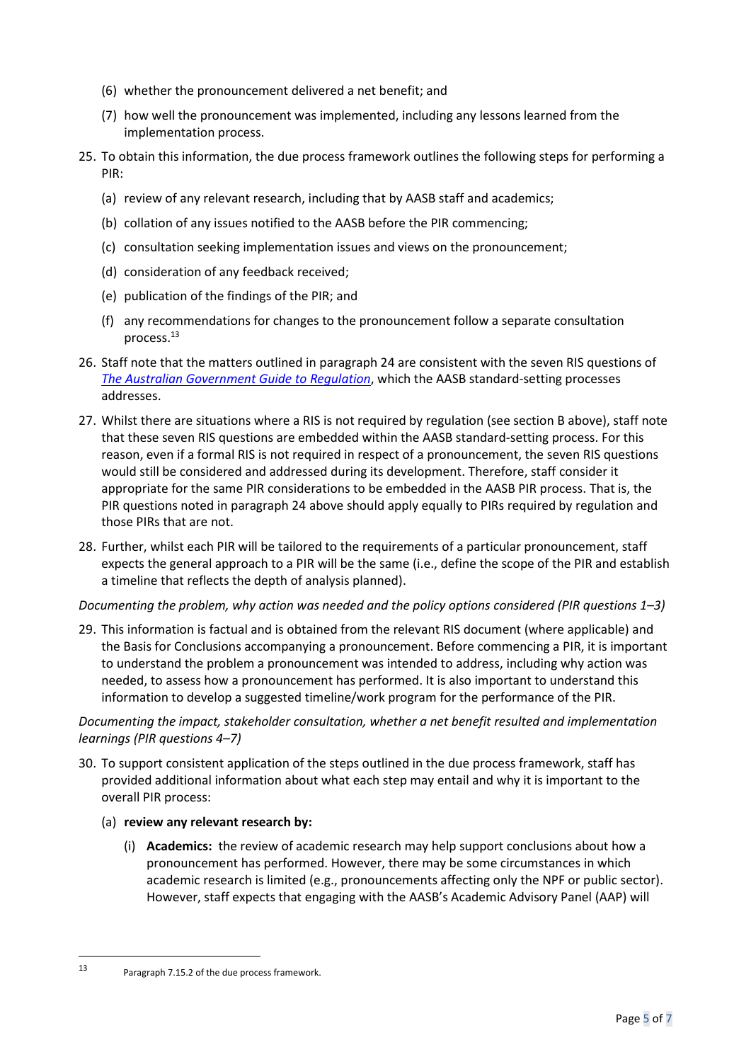(6) whether the pronouncement delivered a net benefit; and

(7) how well the pronouncement was implemented, including any lessons learned from the implementation process.

25. To obtain this information, the due process framework outlines the following steps for performing a PIR:

   (a) review of any relevant research, including that by AASB staff and academics;

   (b) collation of any issues notified to the AASB before the PIR commencing;

   (c) consultation seeking implementation issues and views on the pronouncement;

   (d) consideration of any feedback received;

   (e) publication of the findings of the PIR; and

   (f) any recommendations for changes to the pronouncement follow a separate consultation process.[13]

26. Staff note that the matters outlined in paragraph 24 are consistent with the seven RIS questions of *The Australian Government Guide to Regulation*, which the AASB standard-setting processes addresses.

27. Whilst there are situations where a RIS is not required by regulation (see section B above), staff note that these seven RIS questions are embedded within the AASB standard-setting process. For this reason, even if a formal RIS is not required in respect of a pronouncement, the seven RIS questions would still be considered and addressed during its development. Therefore, staff consider it appropriate for the same PIR considerations to be embedded in the AASB PIR process. That is, the PIR questions noted in paragraph 24 above should apply equally to PIRs required by regulation and those PIRs that are not.

28. Further, whilst each PIR will be tailored to the requirements of a particular pronouncement, staff expects the general approach to a PIR will be the same (i.e., define the scope of the PIR and establish a timeline that reflects the depth of analysis planned).

*Documenting the problem, why action was needed and the policy options considered (PIR questions 1–3)*

29. This information is factual and is obtained from the relevant RIS document (where applicable) and the Basis for Conclusions accompanying a pronouncement. Before commencing a PIR, it is important to understand the problem a pronouncement was intended to address, including why action was needed, to assess how a pronouncement has performed. It is also important to understand this information to develop a suggested timeline/work program for the performance of the PIR.

*Documenting the impact, stakeholder consultation, whether a net benefit resulted and implementation learnings (PIR questions 4–7)*

30. To support consistent application of the steps outlined in the due process framework, staff has provided additional information about what each step may entail and why it is important to the overall PIR process:

   (a) **review any relevant research by:**

      (i) **Academics:** the review of academic research may help support conclusions about how a pronouncement has performed. However, there may be some circumstances in which academic research is limited (e.g., pronouncements affecting only the NPF or public sector). However, staff expects that engaging with the AASB's Academic Advisory Panel (AAP) will

---

[13] Paragraph 7.15.2 of the due process framework.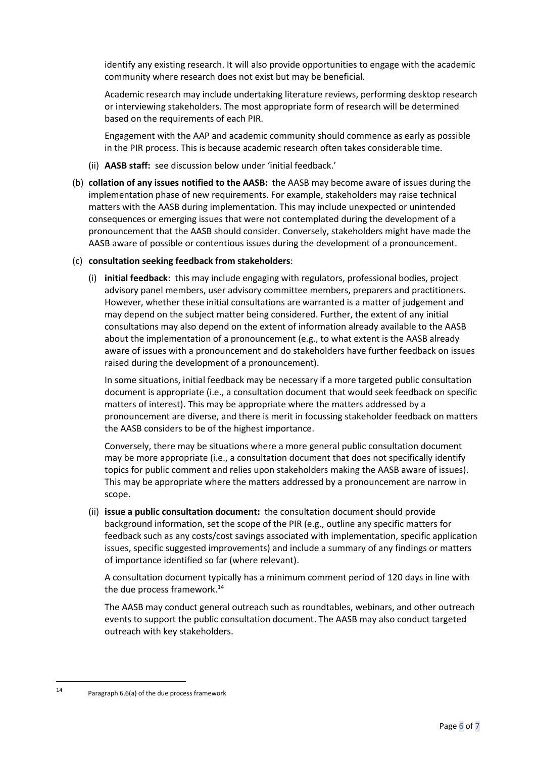identify any existing research. It will also provide opportunities to engage with the academic community where research does not exist but may be beneficial.

Academic research may include undertaking literature reviews, performing desktop research or interviewing stakeholders. The most appropriate form of research will be determined based on the requirements of each PIR.

Engagement with the AAP and academic community should commence as early as possible in the PIR process. This is because academic research often takes considerable time.

(ii) **AASB staff:** see discussion below under 'initial feedback.'

(b) **collation of any issues notified to the AASB:** the AASB may become aware of issues during the implementation phase of new requirements. For example, stakeholders may raise technical matters with the AASB during implementation. This may include unexpected or unintended consequences or emerging issues that were not contemplated during the development of a pronouncement that the AASB should consider. Conversely, stakeholders might have made the AASB aware of possible or contentious issues during the development of a pronouncement.

(c) **consultation seeking feedback from stakeholders**:

(i) **initial feedback**: this may include engaging with regulators, professional bodies, project advisory panel members, user advisory committee members, preparers and practitioners. However, whether these initial consultations are warranted is a matter of judgement and may depend on the subject matter being considered. Further, the extent of any initial consultations may also depend on the extent of information already available to the AASB about the implementation of a pronouncement (e.g., to what extent is the AASB already aware of issues with a pronouncement and do stakeholders have further feedback on issues raised during the development of a pronouncement).

In some situations, initial feedback may be necessary if a more targeted public consultation document is appropriate (i.e., a consultation document that would seek feedback on specific matters of interest). This may be appropriate where the matters addressed by a pronouncement are diverse, and there is merit in focussing stakeholder feedback on matters the AASB considers to be of the highest importance.

Conversely, there may be situations where a more general public consultation document may be more appropriate (i.e., a consultation document that does not specifically identify topics for public comment and relies upon stakeholders making the AASB aware of issues). This may be appropriate where the matters addressed by a pronouncement are narrow in scope.

(ii) **issue a public consultation document:** the consultation document should provide background information, set the scope of the PIR (e.g., outline any specific matters for feedback such as any costs/cost savings associated with implementation, specific application issues, specific suggested improvements) and include a summary of any findings or matters of importance identified so far (where relevant).

A consultation document typically has a minimum comment period of 120 days in line with the due process framework.[14]

The AASB may conduct general outreach such as roundtables, webinars, and other outreach events to support the public consultation document. The AASB may also conduct targeted outreach with key stakeholders.

[14] Paragraph 6.6(a) of the due process framework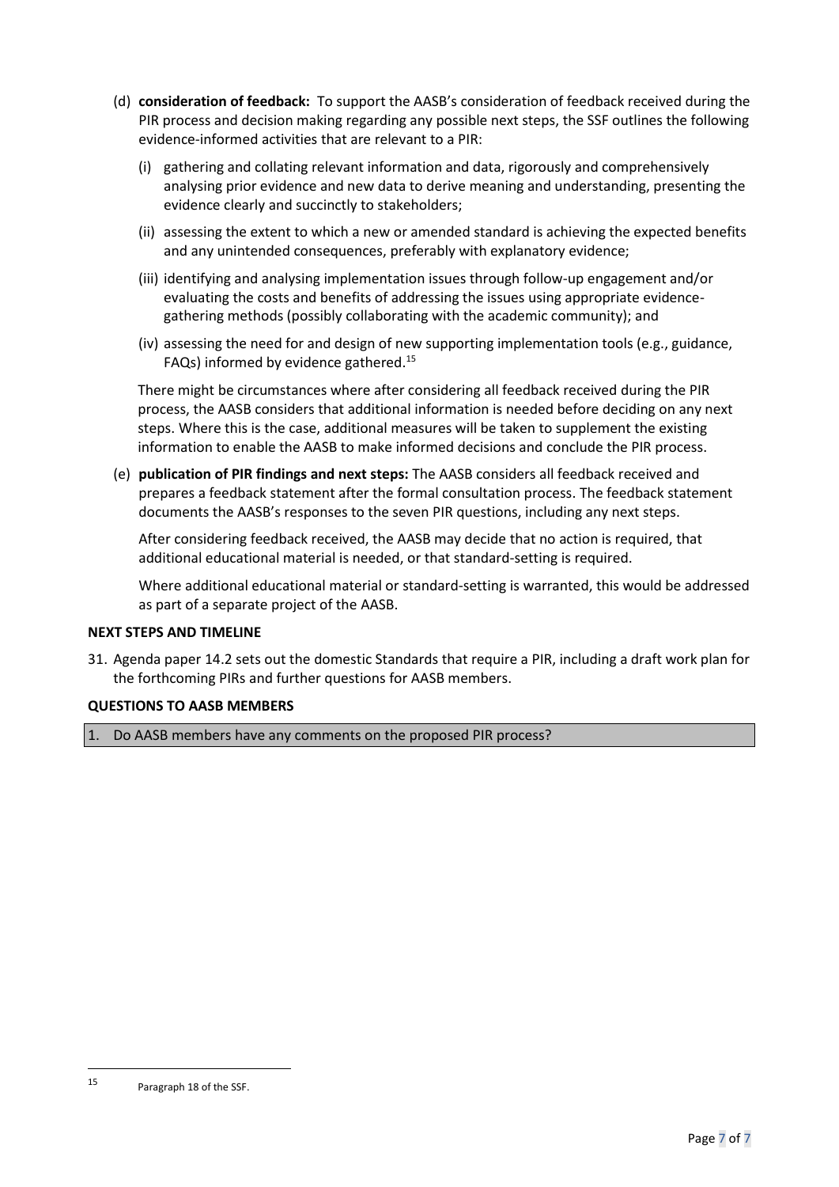(d) **consideration of feedback:** To support the AASB's consideration of feedback received during the PIR process and decision making regarding any possible next steps, the SSF outlines the following evidence-informed activities that are relevant to a PIR:

   (i) gathering and collating relevant information and data, rigorously and comprehensively analysing prior evidence and new data to derive meaning and understanding, presenting the evidence clearly and succinctly to stakeholders;

   (ii) assessing the extent to which a new or amended standard is achieving the expected benefits and any unintended consequences, preferably with explanatory evidence;

   (iii) identifying and analysing implementation issues through follow-up engagement and/or evaluating the costs and benefits of addressing the issues using appropriate evidence-gathering methods (possibly collaborating with the academic community); and

   (iv) assessing the need for and design of new supporting implementation tools (e.g., guidance, FAQs) informed by evidence gathered.[15]

   There might be circumstances where after considering all feedback received during the PIR process, the AASB considers that additional information is needed before deciding on any next steps. Where this is the case, additional measures will be taken to supplement the existing information to enable the AASB to make informed decisions and conclude the PIR process.

(e) **publication of PIR findings and next steps:** The AASB considers all feedback received and prepares a feedback statement after the formal consultation process. The feedback statement documents the AASB's responses to the seven PIR questions, including any next steps.

   After considering feedback received, the AASB may decide that no action is required, that additional educational material is needed, or that standard-setting is required.

   Where additional educational material or standard-setting is warranted, this would be addressed as part of a separate project of the AASB.

**NEXT STEPS AND TIMELINE**

31. Agenda paper 14.2 sets out the domestic Standards that require a PIR, including a draft work plan for the forthcoming PIRs and further questions for AASB members.

**QUESTIONS TO AASB MEMBERS**

| |
|---|
| 1. Do AASB members have any comments on the proposed PIR process? |

[15] Paragraph 18 of the SSF.